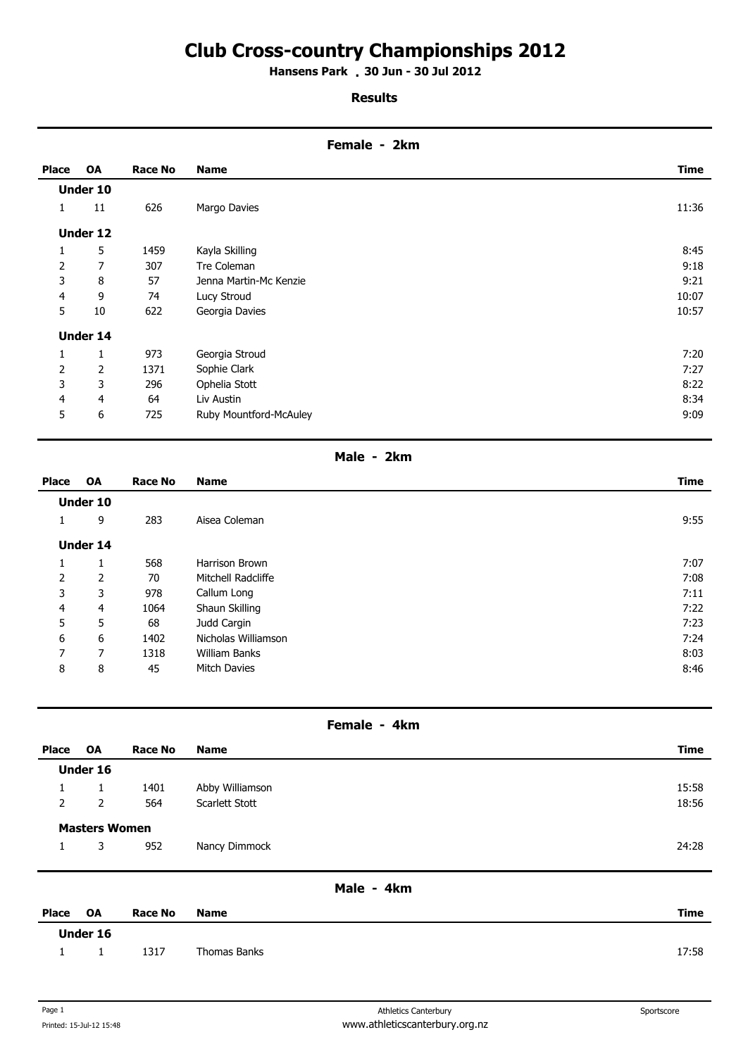# Club Cross-country Championships 2012

**Hansens Park . 30 Jun - 30 Jul 2012**

**Results**

## Female - 2km

| Place | OA | Race No | Name | Time |
|---|---|---|---|---|
| **Under 10** | | | | |
| 1 | 11 | 626 | Margo Davies | 11:36 |
| **Under 12** | | | | |
| 1 | 5 | 1459 | Kayla Skilling | 8:45 |
| 2 | 7 | 307 | Tre Coleman | 9:18 |
| 3 | 8 | 57 | Jenna Martin-Mc Kenzie | 9:21 |
| 4 | 9 | 74 | Lucy Stroud | 10:07 |
| 5 | 10 | 622 | Georgia Davies | 10:57 |
| **Under 14** | | | | |
| 1 | 1 | 973 | Georgia Stroud | 7:20 |
| 2 | 2 | 1371 | Sophie Clark | 7:27 |
| 3 | 3 | 296 | Ophelia Stott | 8:22 |
| 4 | 4 | 64 | Liv Austin | 8:34 |
| 5 | 6 | 725 | Ruby Mountford-McAuley | 9:09 |

## Male - 2km

| Place | OA | Race No | Name | Time |
|---|---|---|---|---|
| **Under 10** | | | | |
| 1 | 9 | 283 | Aisea Coleman | 9:55 |
| **Under 14** | | | | |
| 1 | 1 | 568 | Harrison Brown | 7:07 |
| 2 | 2 | 70 | Mitchell Radcliffe | 7:08 |
| 3 | 3 | 978 | Callum Long | 7:11 |
| 4 | 4 | 1064 | Shaun Skilling | 7:22 |
| 5 | 5 | 68 | Judd Cargin | 7:23 |
| 6 | 6 | 1402 | Nicholas Williamson | 7:24 |
| 7 | 7 | 1318 | William Banks | 8:03 |
| 8 | 8 | 45 | Mitch Davies | 8:46 |

## Female - 4km

| Place | OA | Race No | Name | Time |
|---|---|---|---|---|
| **Under 16** | | | | |
| 1 | 1 | 1401 | Abby Williamson | 15:58 |
| 2 | 2 | 564 | Scarlett Stott | 18:56 |
| **Masters Women** | | | | |
| 1 | 3 | 952 | Nancy Dimmock | 24:28 |

## Male - 4km

| Place | OA | Race No | Name | Time |
|---|---|---|---|---|
| **Under 16** | | | | |
| 1 | 1 | 1317 | Thomas Banks | 17:58 |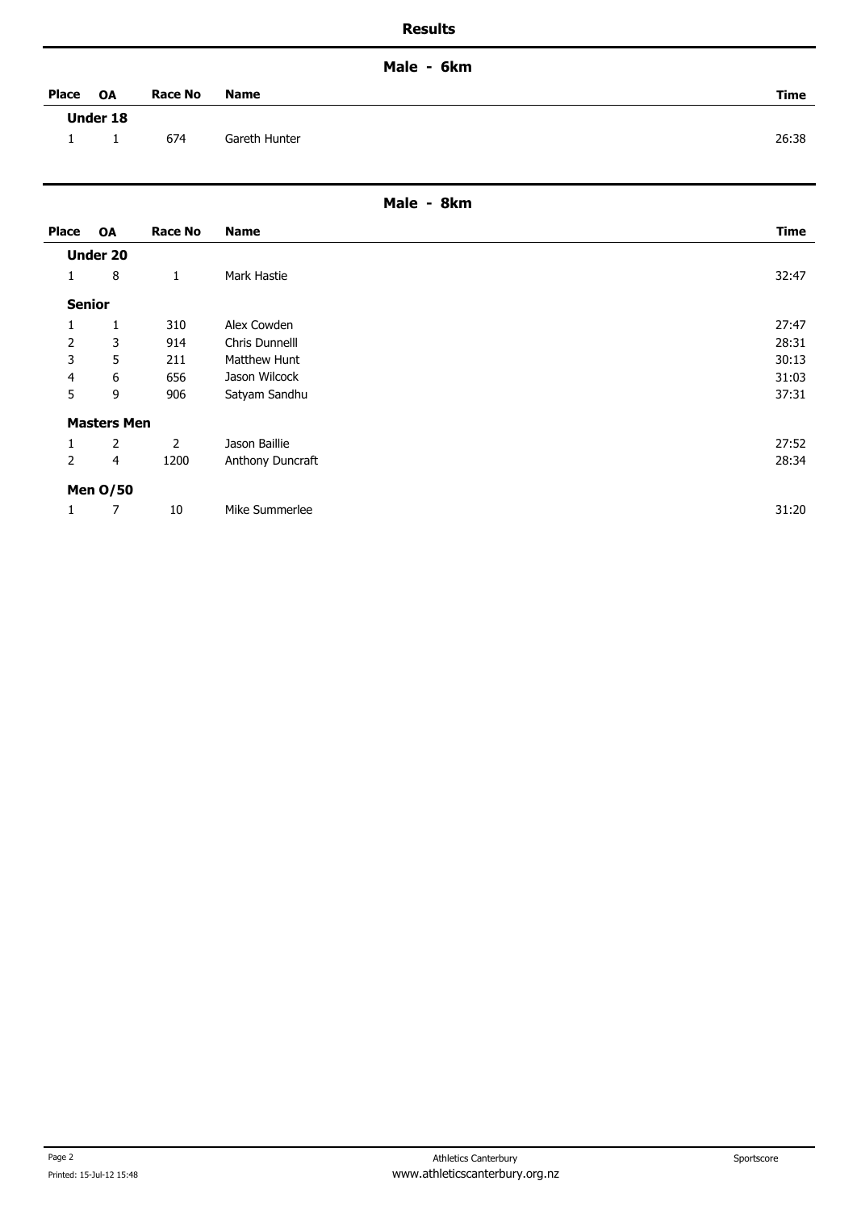## Results

### Male - 6km

| Place | OA | Race No | Name | Time |
|---|---|---|---|---|
| **Under 18** | | | | |
| 1 | 1 | 674 | Gareth Hunter | 26:38 |

### Male - 8km

| Place | OA | Race No | Name | Time |
|---|---|---|---|---|
| **Under 20** | | | | |
| 1 | 8 | 1 | Mark Hastie | 32:47 |
| **Senior** | | | | |
| 1 | 1 | 310 | Alex Cowden | 27:47 |
| 2 | 3 | 914 | Chris Dunnelll | 28:31 |
| 3 | 5 | 211 | Matthew Hunt | 30:13 |
| 4 | 6 | 656 | Jason Wilcock | 31:03 |
| 5 | 9 | 906 | Satyam Sandhu | 37:31 |
| **Masters Men** | | | | |
| 1 | 2 | 2 | Jason Baillie | 27:52 |
| 2 | 4 | 1200 | Anthony Duncraft | 28:34 |
| **Men O/50** | | | | |
| 1 | 7 | 10 | Mike Summerlee | 31:20 |

Printed: 15-Jul-12 15:48

Athletics Canterbury
www.athleticscanterbury.org.nz

Sportscore